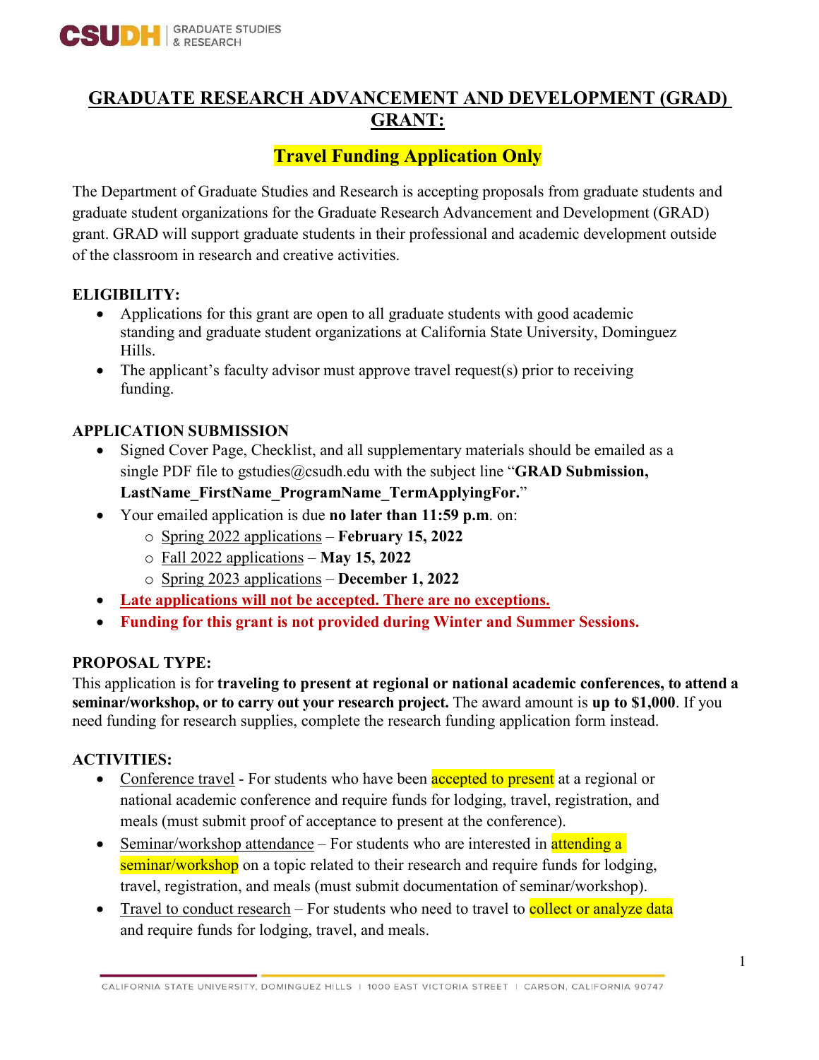# GRADUATE RESEARCH ADVANCEMENT AND DEVELOPMENT (GRAD) GRANT:

## Travel Funding Application Only

The Department of Graduate Studies and Research is accepting proposals from graduate students and graduate student organizations for the Graduate Research Advancement and Development (GRAD) grant. GRAD will support graduate students in their professional and academic development outside of the classroom in research and creative activities.

**ELIGIBILITY:**

- Applications for this grant are open to all graduate students with good academic standing and graduate student organizations at California State University, Dominguez Hills.
- The applicant's faculty advisor must approve travel request(s) prior to receiving funding.

**APPLICATION SUBMISSION**

- Signed Cover Page, Checklist, and all supplementary materials should be emailed as a single PDF file to gstudies@csudh.edu with the subject line "**GRAD Submission, LastName_FirstName_ProgramName_TermApplyingFor.**"
- Your emailed application is due **no later than 11:59 p.m**. on:
  - Spring 2022 applications – **February 15, 2022**
  - Fall 2022 applications – **May 15, 2022**
  - Spring 2023 applications – **December 1, 2022**
- **Late applications will not be accepted. There are no exceptions.**
- **Funding for this grant is not provided during Winter and Summer Sessions.**

**PROPOSAL TYPE:**

This application is for **traveling to present at regional or national academic conferences, to attend a seminar/workshop, or to carry out your research project.** The award amount is **up to $1,000**. If you need funding for research supplies, complete the research funding application form instead.

**ACTIVITIES:**

- Conference travel - For students who have been accepted to present at a regional or national academic conference and require funds for lodging, travel, registration, and meals (must submit proof of acceptance to present at the conference).
- Seminar/workshop attendance – For students who are interested in attending a seminar/workshop on a topic related to their research and require funds for lodging, travel, registration, and meals (must submit documentation of seminar/workshop).
- Travel to conduct research – For students who need to travel to collect or analyze data and require funds for lodging, travel, and meals.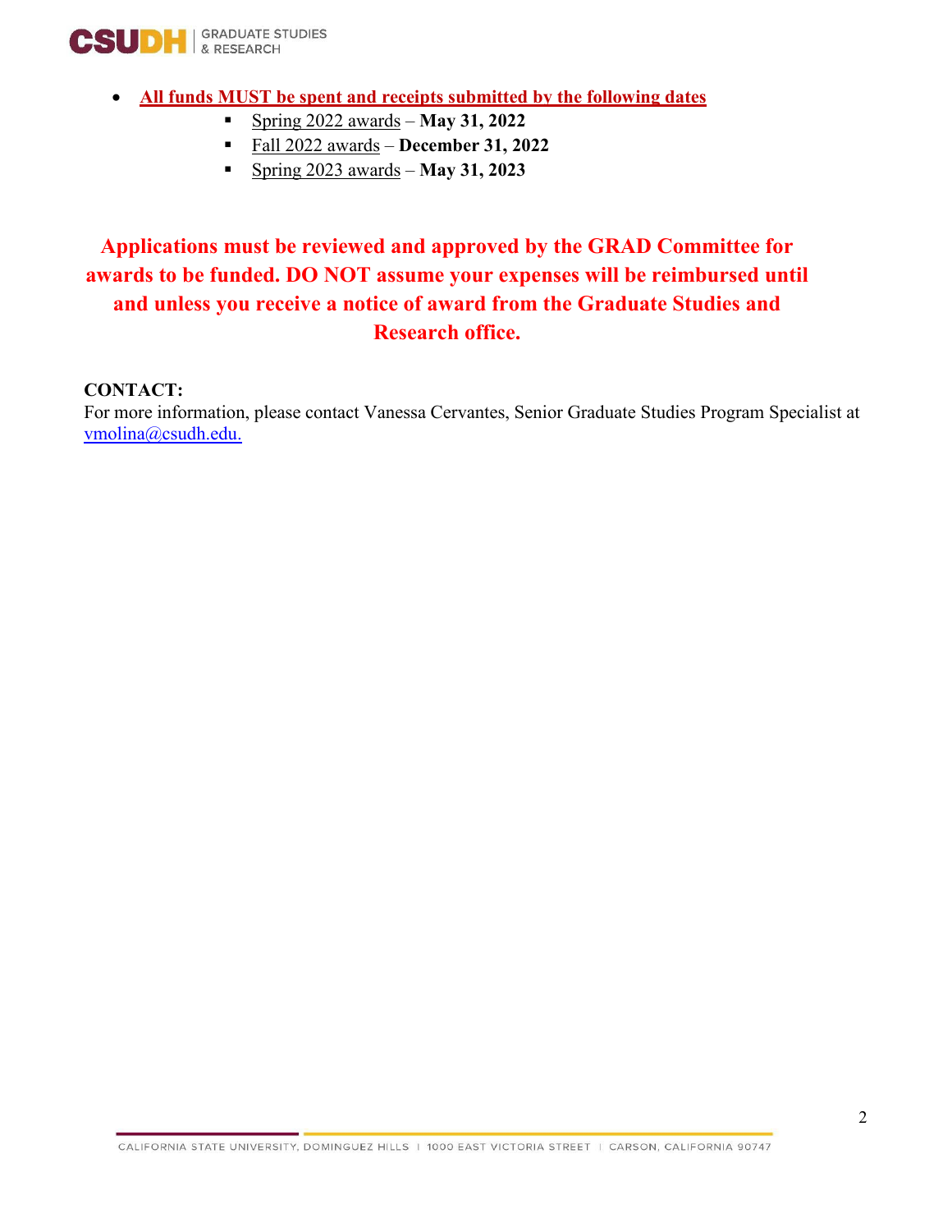- **All funds MUST be spent and receipts submitted by the following dates**
  - Spring 2022 awards – **May 31, 2022**
  - Fall 2022 awards – **December 31, 2022**
  - Spring 2023 awards – **May 31, 2023**

**Applications must be reviewed and approved by the GRAD Committee for awards to be funded. DO NOT assume your expenses will be reimbursed until and unless you receive a notice of award from the Graduate Studies and Research office.**

**CONTACT:**
For more information, please contact Vanessa Cervantes, Senior Graduate Studies Program Specialist at vmolina@csudh.edu.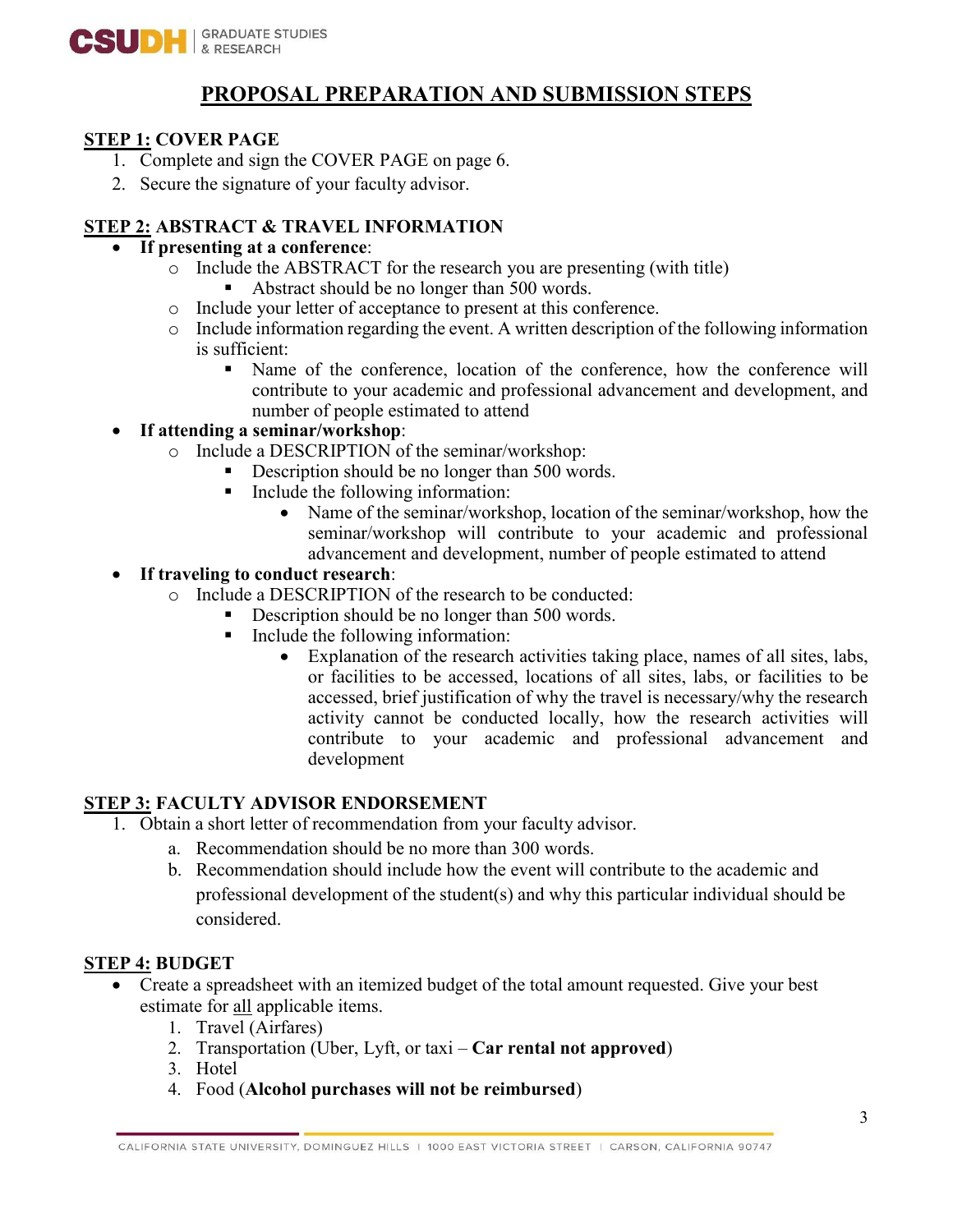# PROPOSAL PREPARATION AND SUBMISSION STEPS

## STEP 1: COVER PAGE

1. Complete and sign the COVER PAGE on page 6.
2. Secure the signature of your faculty advisor.

## STEP 2: ABSTRACT & TRAVEL INFORMATION

- **If presenting at a conference**:
  - Include the ABSTRACT for the research you are presenting (with title)
    - Abstract should be no longer than 500 words.
  - Include your letter of acceptance to present at this conference.
  - Include information regarding the event. A written description of the following information is sufficient:
    - Name of the conference, location of the conference, how the conference will contribute to your academic and professional advancement and development, and number of people estimated to attend
- **If attending a seminar/workshop**:
  - Include a DESCRIPTION of the seminar/workshop:
    - Description should be no longer than 500 words.
    - Include the following information:
      - Name of the seminar/workshop, location of the seminar/workshop, how the seminar/workshop will contribute to your academic and professional advancement and development, number of people estimated to attend
- **If traveling to conduct research**:
  - Include a DESCRIPTION of the research to be conducted:
    - Description should be no longer than 500 words.
    - Include the following information:
      - Explanation of the research activities taking place, names of all sites, labs, or facilities to be accessed, locations of all sites, labs, or facilities to be accessed, brief justification of why the travel is necessary/why the research activity cannot be conducted locally, how the research activities will contribute to your academic and professional advancement and development

## STEP 3: FACULTY ADVISOR ENDORSEMENT

1. Obtain a short letter of recommendation from your faculty advisor.
   a. Recommendation should be no more than 300 words.
   b. Recommendation should include how the event will contribute to the academic and professional development of the student(s) and why this particular individual should be considered.

## STEP 4: BUDGET

- Create a spreadsheet with an itemized budget of the total amount requested. Give your best estimate for all applicable items.
  1. Travel (Airfares)
  2. Transportation (Uber, Lyft, or taxi – **Car rental not approved**)
  3. Hotel
  4. Food (**Alcohol purchases will not be reimbursed**)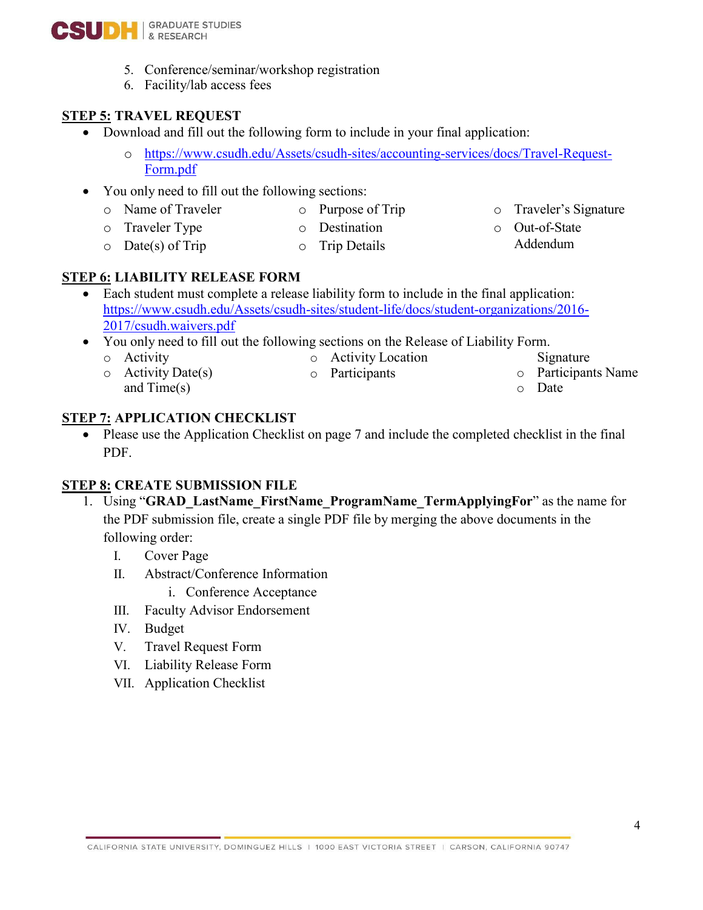5. Conference/seminar/workshop registration
6. Facility/lab access fees

**STEP 5: TRAVEL REQUEST**

- Download and fill out the following form to include in your final application:
  - https://www.csudh.edu/Assets/csudh-sites/accounting-services/docs/Travel-Request-Form.pdf
- You only need to fill out the following sections:
  - Name of Traveler
  - Traveler Type
  - Date(s) of Trip
  - Purpose of Trip
  - Destination
  - Trip Details
  - Traveler's Signature
  - Out-of-State Addendum

**STEP 6: LIABILITY RELEASE FORM**

- Each student must complete a release liability form to include in the final application: https://www.csudh.edu/Assets/csudh-sites/student-life/docs/student-organizations/2016-2017/csudh.waivers.pdf
- You only need to fill out the following sections on the Release of Liability Form.
  - Activity
  - Activity Date(s) and Time(s)
  - Activity Location
  - Participants Signature
  - Participants Name
  - Date

**STEP 7: APPLICATION CHECKLIST**

- Please use the Application Checklist on page 7 and include the completed checklist in the final PDF.

**STEP 8: CREATE SUBMISSION FILE**

1. Using "**GRAD_LastName_FirstName_ProgramName_TermApplyingFor**" as the name for the PDF submission file, create a single PDF file by merging the above documents in the following order:

   I. Cover Page

   II. Abstract/Conference Information

      i. Conference Acceptance

   III. Faculty Advisor Endorsement

   IV. Budget

   V. Travel Request Form

   VI. Liability Release Form

   VII. Application Checklist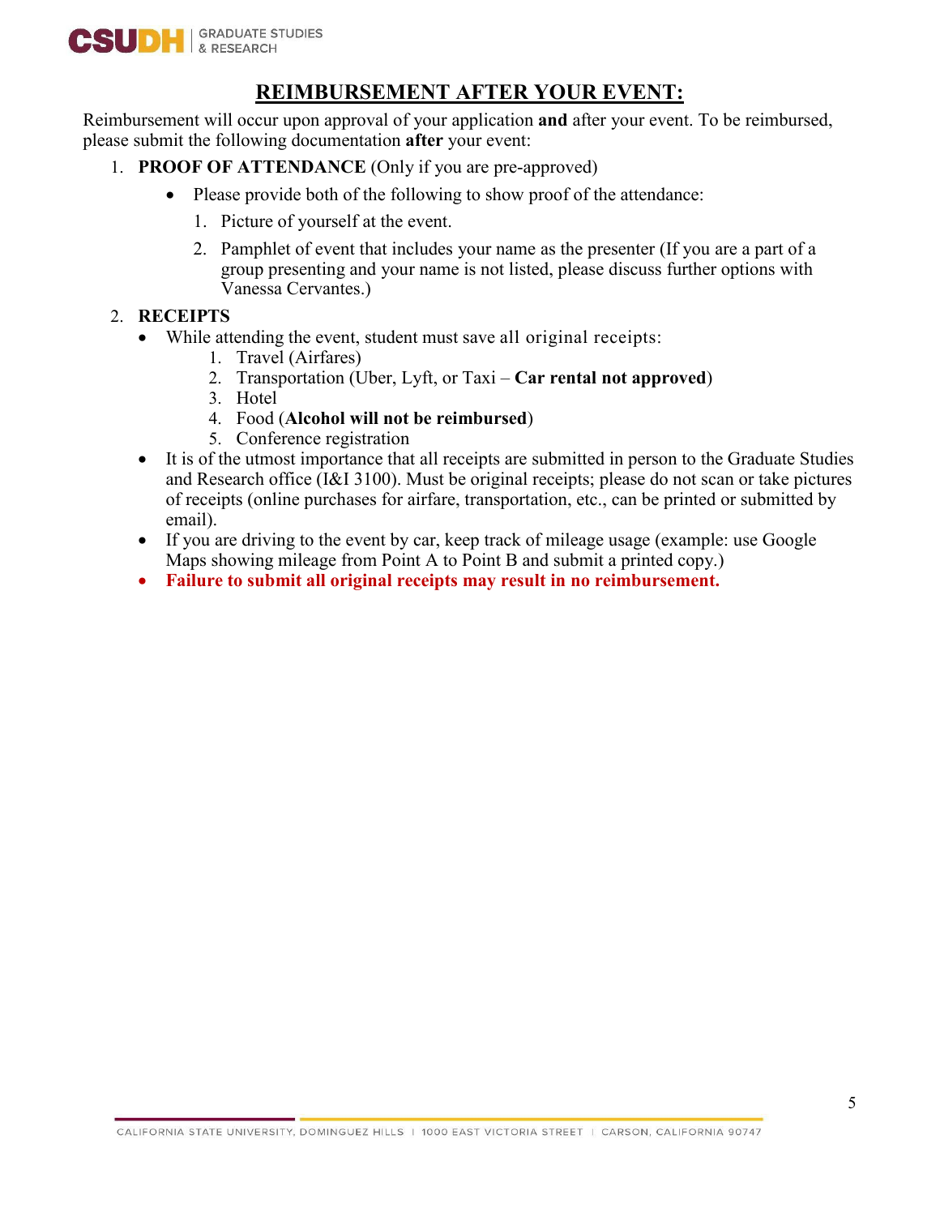# REIMBURSEMENT AFTER YOUR EVENT:

Reimbursement will occur upon approval of your application **and** after your event. To be reimbursed, please submit the following documentation **after** your event:

1. **PROOF OF ATTENDANCE** (Only if you are pre-approved)
   - Please provide both of the following to show proof of the attendance:
     1. Picture of yourself at the event.
     2. Pamphlet of event that includes your name as the presenter (If you are a part of a group presenting and your name is not listed, please discuss further options with Vanessa Cervantes.)
2. **RECEIPTS**
   - While attending the event, student must save all original receipts:
     1. Travel (Airfares)
     2. Transportation (Uber, Lyft, or Taxi – **Car rental not approved**)
     3. Hotel
     4. Food (**Alcohol will not be reimbursed**)
     5. Conference registration
   - It is of the utmost importance that all receipts are submitted in person to the Graduate Studies and Research office (I&I 3100). Must be original receipts; please do not scan or take pictures of receipts (online purchases for airfare, transportation, etc., can be printed or submitted by email).
   - If you are driving to the event by car, keep track of mileage usage (example: use Google Maps showing mileage from Point A to Point B and submit a printed copy.)
   - **Failure to submit all original receipts may result in no reimbursement.**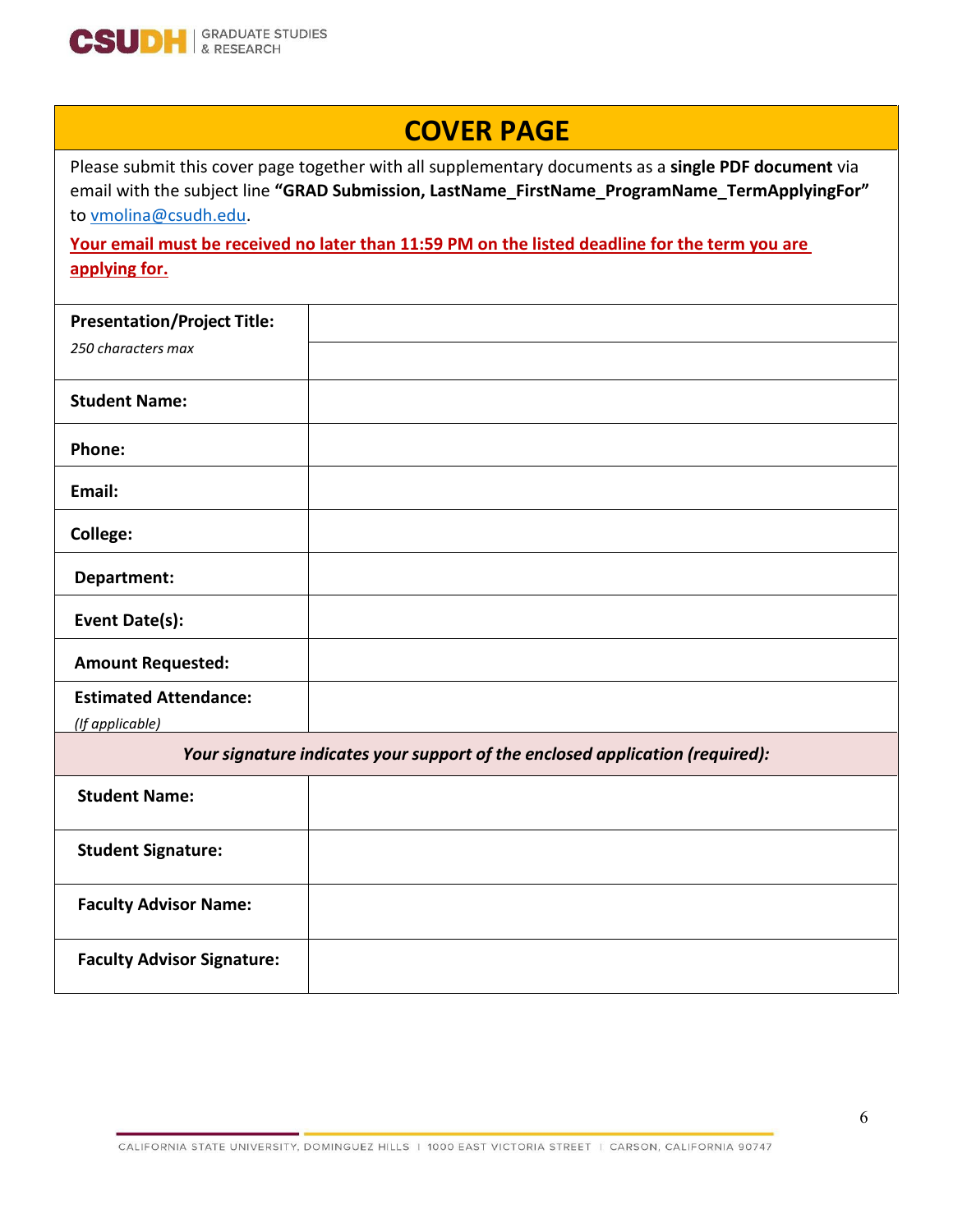# COVER PAGE

Please submit this cover page together with all supplementary documents as a **single PDF document** via email with the subject line **"GRAD Submission, LastName_FirstName_ProgramName_TermApplyingFor"** to vmolina@csudh.edu.

**Your email must be received no later than 11:59 PM on the listed deadline for the term you are applying for.**

| | |
|---|---|
| **Presentation/Project Title:** *250 characters max* | |
| **Student Name:** | |
| **Phone:** | |
| **Email:** | |
| **College:** | |
| **Department:** | |
| **Event Date(s):** | |
| **Amount Requested:** | |
| **Estimated Attendance:** *(If applicable)* | |

***Your signature indicates your support of the enclosed application (required):***

| | |
|---|---|
| **Student Name:** | |
| **Student Signature:** | |
| **Faculty Advisor Name:** | |
| **Faculty Advisor Signature:** | |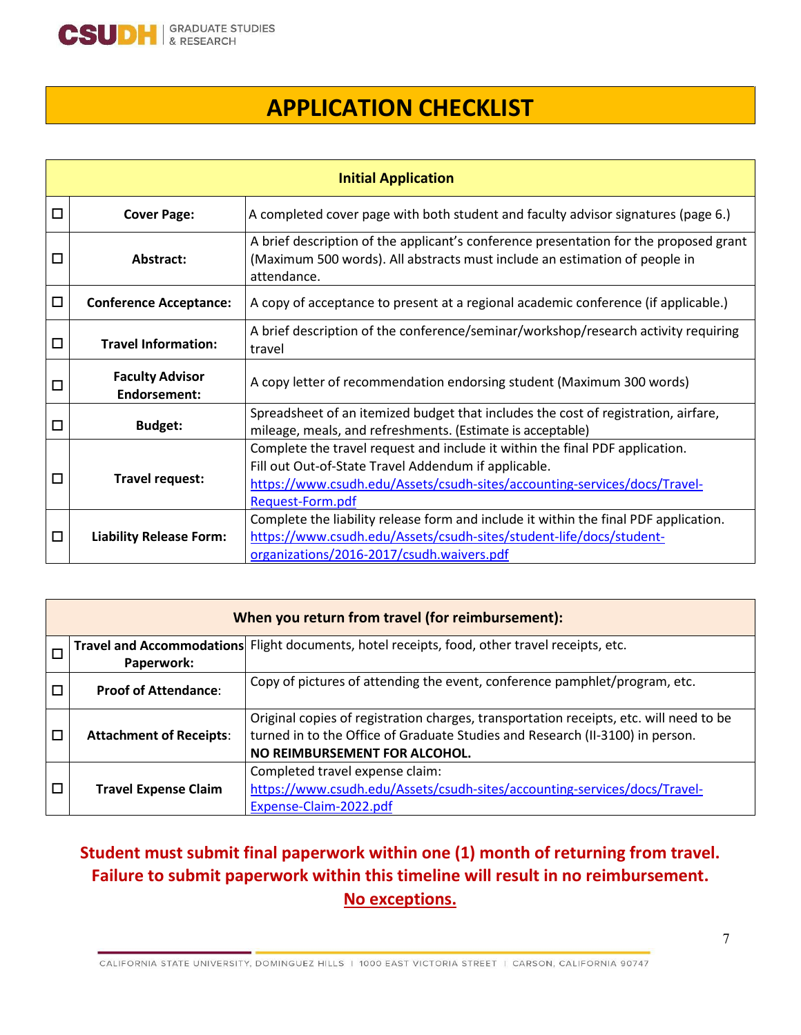# APPLICATION CHECKLIST

| | Initial Application | |
|---|---|---|
| ☐ | **Cover Page:** | A completed cover page with both student and faculty advisor signatures (page 6.) |
| ☐ | **Abstract:** | A brief description of the applicant's conference presentation for the proposed grant (Maximum 500 words). All abstracts must include an estimation of people in attendance. |
| ☐ | **Conference Acceptance:** | A copy of acceptance to present at a regional academic conference (if applicable.) |
| ☐ | **Travel Information:** | A brief description of the conference/seminar/workshop/research activity requiring travel |
| ☐ | **Faculty Advisor Endorsement:** | A copy letter of recommendation endorsing student (Maximum 300 words) |
| ☐ | **Budget:** | Spreadsheet of an itemized budget that includes the cost of registration, airfare, mileage, meals, and refreshments. (Estimate is acceptable) |
| ☐ | **Travel request:** | Complete the travel request and include it within the final PDF application. Fill out Out-of-State Travel Addendum if applicable. https://www.csudh.edu/Assets/csudh-sites/accounting-services/docs/Travel-Request-Form.pdf |
| ☐ | **Liability Release Form:** | Complete the liability release form and include it within the final PDF application. https://www.csudh.edu/Assets/csudh-sites/student-life/docs/student-organizations/2016-2017/csudh.waivers.pdf |

| | When you return from travel (for reimbursement): | |
|---|---|---|
| ☐ | **Travel and Accommodations Paperwork:** | Flight documents, hotel receipts, food, other travel receipts, etc. |
| ☐ | **Proof of Attendance**: | Copy of pictures of attending the event, conference pamphlet/program, etc. |
| ☐ | **Attachment of Receipts**: | Original copies of registration charges, transportation receipts, etc. will need to be turned in to the Office of Graduate Studies and Research (II-3100) in person. **NO REIMBURSEMENT FOR ALCOHOL.** |
| ☐ | **Travel Expense Claim** | Completed travel expense claim: https://www.csudh.edu/Assets/csudh-sites/accounting-services/docs/Travel-Expense-Claim-2022.pdf |

**Student must submit final paperwork within one (1) month of returning from travel. Failure to submit paperwork within this timeline will result in no reimbursement.**
**No exceptions.**